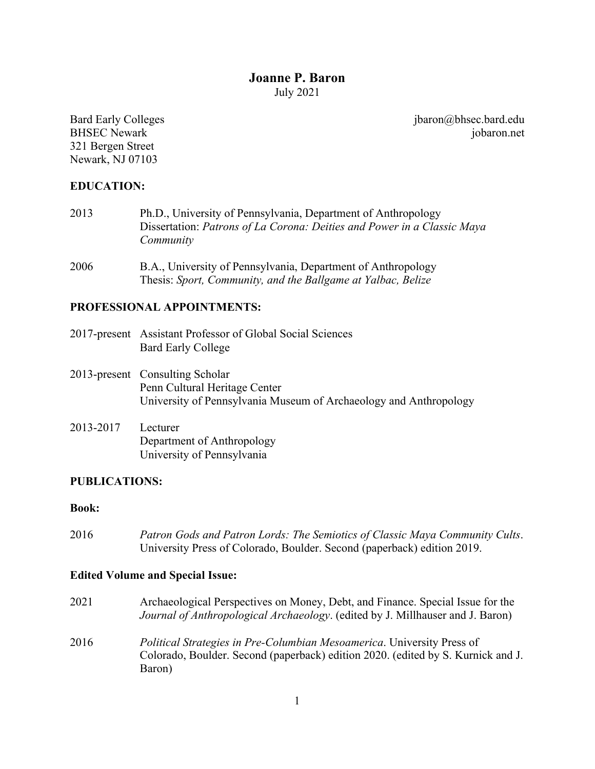# Joanne P. Baron

July 2021

Bard Early Colleges
BHSEC Newark
321 Bergen Street
Newark, NJ 07103

jbaron@bhsec.bard.edu
jobaron.net

## EDUCATION:

2013 Ph.D., University of Pennsylvania, Department of Anthropology
Dissertation: *Patrons of La Corona: Deities and Power in a Classic Maya Community*

2006 B.A., University of Pennsylvania, Department of Anthropology
Thesis: *Sport, Community, and the Ballgame at Yalbac, Belize*

## PROFESSIONAL APPOINTMENTS:

2017-present Assistant Professor of Global Social Sciences
Bard Early College

2013-present Consulting Scholar
Penn Cultural Heritage Center
University of Pennsylvania Museum of Archaeology and Anthropology

2013-2017 Lecturer
Department of Anthropology
University of Pennsylvania

## PUBLICATIONS:

### Book:

2016 *Patron Gods and Patron Lords: The Semiotics of Classic Maya Community Cults*. University Press of Colorado, Boulder. Second (paperback) edition 2019.

### Edited Volume and Special Issue:

2021 Archaeological Perspectives on Money, Debt, and Finance. Special Issue for the *Journal of Anthropological Archaeology*. (edited by J. Millhauser and J. Baron)

2016 *Political Strategies in Pre-Columbian Mesoamerica*. University Press of Colorado, Boulder. Second (paperback) edition 2020. (edited by S. Kurnick and J. Baron)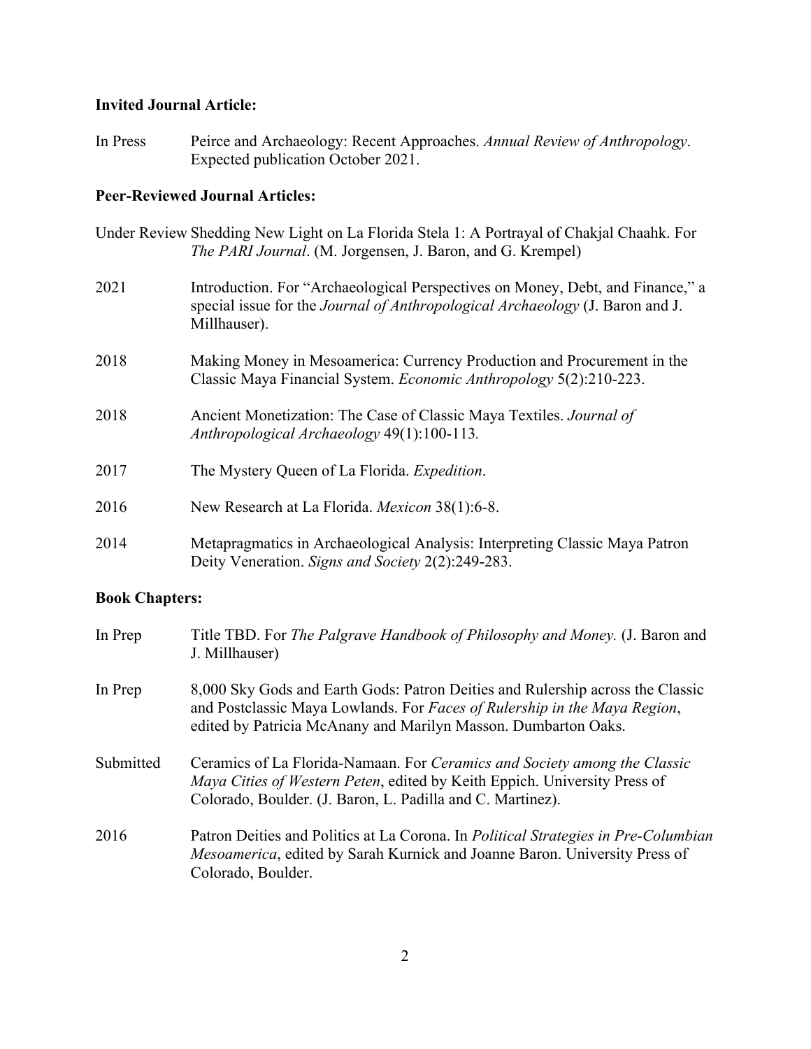**Invited Journal Article:**

In Press Peirce and Archaeology: Recent Approaches. *Annual Review of Anthropology*. Expected publication October 2021.

**Peer-Reviewed Journal Articles:**

Under Review Shedding New Light on La Florida Stela 1: A Portrayal of Chakjal Chaahk. For *The PARI Journal*. (M. Jorgensen, J. Baron, and G. Krempel)

2021 Introduction. For "Archaeological Perspectives on Money, Debt, and Finance," a special issue for the *Journal of Anthropological Archaeology* (J. Baron and J. Millhauser).

2018 Making Money in Mesoamerica: Currency Production and Procurement in the Classic Maya Financial System. *Economic Anthropology* 5(2):210-223.

2018 Ancient Monetization: The Case of Classic Maya Textiles. *Journal of Anthropological Archaeology* 49(1):100-113.

2017 The Mystery Queen of La Florida. *Expedition*.

2016 New Research at La Florida. *Mexicon* 38(1):6-8.

2014 Metapragmatics in Archaeological Analysis: Interpreting Classic Maya Patron Deity Veneration. *Signs and Society* 2(2):249-283.

**Book Chapters:**

In Prep Title TBD. For *The Palgrave Handbook of Philosophy and Money.* (J. Baron and J. Millhauser)

In Prep 8,000 Sky Gods and Earth Gods: Patron Deities and Rulership across the Classic and Postclassic Maya Lowlands. For *Faces of Rulership in the Maya Region*, edited by Patricia McAnany and Marilyn Masson. Dumbarton Oaks.

Submitted Ceramics of La Florida-Namaan. For *Ceramics and Society among the Classic Maya Cities of Western Peten*, edited by Keith Eppich. University Press of Colorado, Boulder. (J. Baron, L. Padilla and C. Martinez).

2016 Patron Deities and Politics at La Corona. In *Political Strategies in Pre-Columbian Mesoamerica*, edited by Sarah Kurnick and Joanne Baron. University Press of Colorado, Boulder.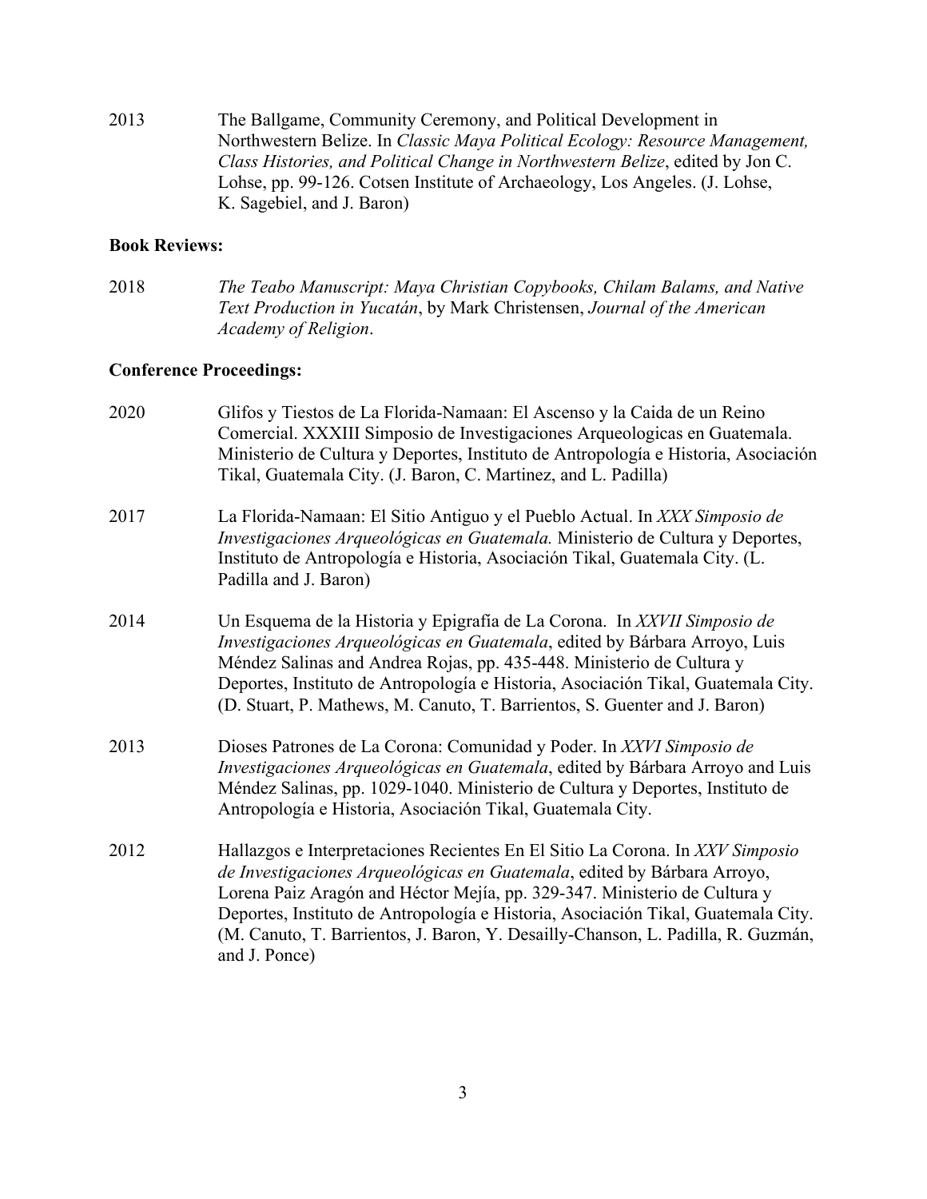2013 The Ballgame, Community Ceremony, and Political Development in Northwestern Belize. In *Classic Maya Political Ecology: Resource Management, Class Histories, and Political Change in Northwestern Belize*, edited by Jon C. Lohse, pp. 99-126. Cotsen Institute of Archaeology, Los Angeles. (J. Lohse, K. Sagebiel, and J. Baron)

**Book Reviews:**

2018 *The Teabo Manuscript: Maya Christian Copybooks, Chilam Balams, and Native Text Production in Yucatán*, by Mark Christensen, *Journal of the American Academy of Religion*.

**Conference Proceedings:**

2020 Glifos y Tiestos de La Florida-Namaan: El Ascenso y la Caida de un Reino Comercial. XXXIII Simposio de Investigaciones Arqueologicas en Guatemala. Ministerio de Cultura y Deportes, Instituto de Antropología e Historia, Asociación Tikal, Guatemala City. (J. Baron, C. Martinez, and L. Padilla)

2017 La Florida-Namaan: El Sitio Antiguo y el Pueblo Actual. In *XXX Simposio de Investigaciones Arqueológicas en Guatemala.* Ministerio de Cultura y Deportes, Instituto de Antropología e Historia, Asociación Tikal, Guatemala City. (L. Padilla and J. Baron)

2014 Un Esquema de la Historia y Epigrafía de La Corona. In *XXVII Simposio de Investigaciones Arqueológicas en Guatemala*, edited by Bárbara Arroyo, Luis Méndez Salinas and Andrea Rojas, pp. 435-448. Ministerio de Cultura y Deportes, Instituto de Antropología e Historia, Asociación Tikal, Guatemala City. (D. Stuart, P. Mathews, M. Canuto, T. Barrientos, S. Guenter and J. Baron)

2013 Dioses Patrones de La Corona: Comunidad y Poder. In *XXVI Simposio de Investigaciones Arqueológicas en Guatemala*, edited by Bárbara Arroyo and Luis Méndez Salinas, pp. 1029-1040. Ministerio de Cultura y Deportes, Instituto de Antropología e Historia, Asociación Tikal, Guatemala City.

2012 Hallazgos e Interpretaciones Recientes En El Sitio La Corona. In *XXV Simposio de Investigaciones Arqueológicas en Guatemala*, edited by Bárbara Arroyo, Lorena Paiz Aragón and Héctor Mejía, pp. 329-347. Ministerio de Cultura y Deportes, Instituto de Antropología e Historia, Asociación Tikal, Guatemala City. (M. Canuto, T. Barrientos, J. Baron, Y. Desailly-Chanson, L. Padilla, R. Guzmán, and J. Ponce)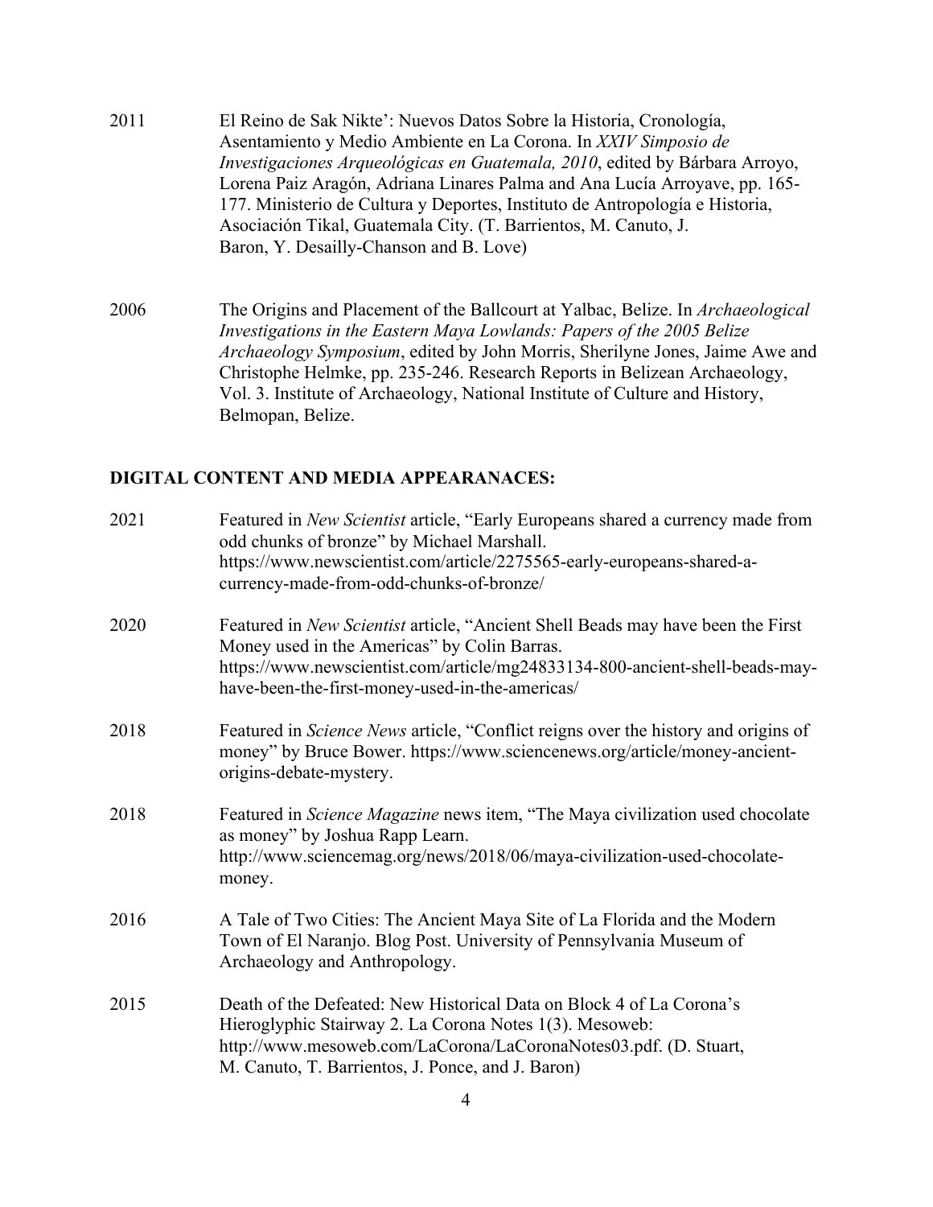2011 El Reino de Sak Nikte': Nuevos Datos Sobre la Historia, Cronología, Asentamiento y Medio Ambiente en La Corona. In *XXIV Simposio de Investigaciones Arqueológicas en Guatemala, 2010*, edited by Bárbara Arroyo, Lorena Paiz Aragón, Adriana Linares Palma and Ana Lucía Arroyave, pp. 165-177. Ministerio de Cultura y Deportes, Instituto de Antropología e Historia, Asociación Tikal, Guatemala City. (T. Barrientos, M. Canuto, J. Baron, Y. Desailly-Chanson and B. Love)

2006 The Origins and Placement of the Ballcourt at Yalbac, Belize. In *Archaeological Investigations in the Eastern Maya Lowlands: Papers of the 2005 Belize Archaeology Symposium*, edited by John Morris, Sherilyne Jones, Jaime Awe and Christophe Helmke, pp. 235-246. Research Reports in Belizean Archaeology, Vol. 3. Institute of Archaeology, National Institute of Culture and History, Belmopan, Belize.

## DIGITAL CONTENT AND MEDIA APPEARANACES:

2021 Featured in *New Scientist* article, "Early Europeans shared a currency made from odd chunks of bronze" by Michael Marshall. https://www.newscientist.com/article/2275565-early-europeans-shared-a-currency-made-from-odd-chunks-of-bronze/

2020 Featured in *New Scientist* article, "Ancient Shell Beads may have been the First Money used in the Americas" by Colin Barras. https://www.newscientist.com/article/mg24833134-800-ancient-shell-beads-may-have-been-the-first-money-used-in-the-americas/

2018 Featured in *Science News* article, "Conflict reigns over the history and origins of money" by Bruce Bower. https://www.sciencenews.org/article/money-ancient-origins-debate-mystery.

2018 Featured in *Science Magazine* news item, "The Maya civilization used chocolate as money" by Joshua Rapp Learn. http://www.sciencemag.org/news/2018/06/maya-civilization-used-chocolate-money.

2016 A Tale of Two Cities: The Ancient Maya Site of La Florida and the Modern Town of El Naranjo. Blog Post. University of Pennsylvania Museum of Archaeology and Anthropology.

2015 Death of the Defeated: New Historical Data on Block 4 of La Corona's Hieroglyphic Stairway 2. La Corona Notes 1(3). Mesoweb: http://www.mesoweb.com/LaCorona/LaCoronaNotes03.pdf. (D. Stuart, M. Canuto, T. Barrientos, J. Ponce, and J. Baron)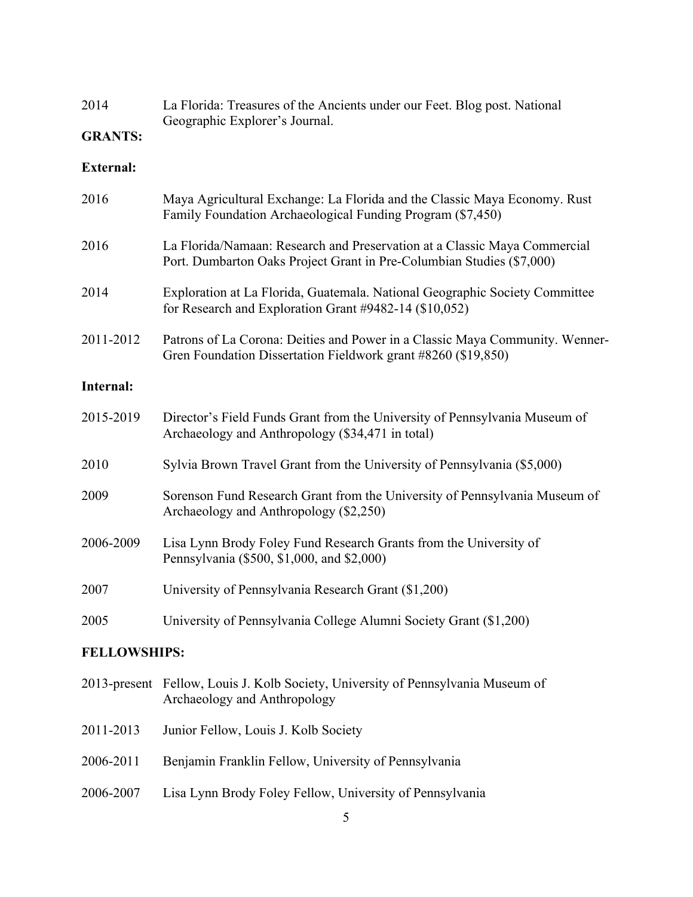2014 La Florida: Treasures of the Ancients under our Feet. Blog post. National Geographic Explorer's Journal.

**GRANTS:**

**External:**

2016 Maya Agricultural Exchange: La Florida and the Classic Maya Economy. Rust Family Foundation Archaeological Funding Program ($7,450)

2016 La Florida/Namaan: Research and Preservation at a Classic Maya Commercial Port. Dumbarton Oaks Project Grant in Pre-Columbian Studies ($7,000)

2014 Exploration at La Florida, Guatemala. National Geographic Society Committee for Research and Exploration Grant #9482-14 ($10,052)

2011-2012 Patrons of La Corona: Deities and Power in a Classic Maya Community. Wenner-Gren Foundation Dissertation Fieldwork grant #8260 ($19,850)

**Internal:**

2015-2019 Director's Field Funds Grant from the University of Pennsylvania Museum of Archaeology and Anthropology ($34,471 in total)

2010 Sylvia Brown Travel Grant from the University of Pennsylvania ($5,000)

2009 Sorenson Fund Research Grant from the University of Pennsylvania Museum of Archaeology and Anthropology ($2,250)

2006-2009 Lisa Lynn Brody Foley Fund Research Grants from the University of Pennsylvania ($500, $1,000, and $2,000)

2007 University of Pennsylvania Research Grant ($1,200)

2005 University of Pennsylvania College Alumni Society Grant ($1,200)

**FELLOWSHIPS:**

2013-present Fellow, Louis J. Kolb Society, University of Pennsylvania Museum of Archaeology and Anthropology

2011-2013 Junior Fellow, Louis J. Kolb Society

2006-2011 Benjamin Franklin Fellow, University of Pennsylvania

2006-2007 Lisa Lynn Brody Foley Fellow, University of Pennsylvania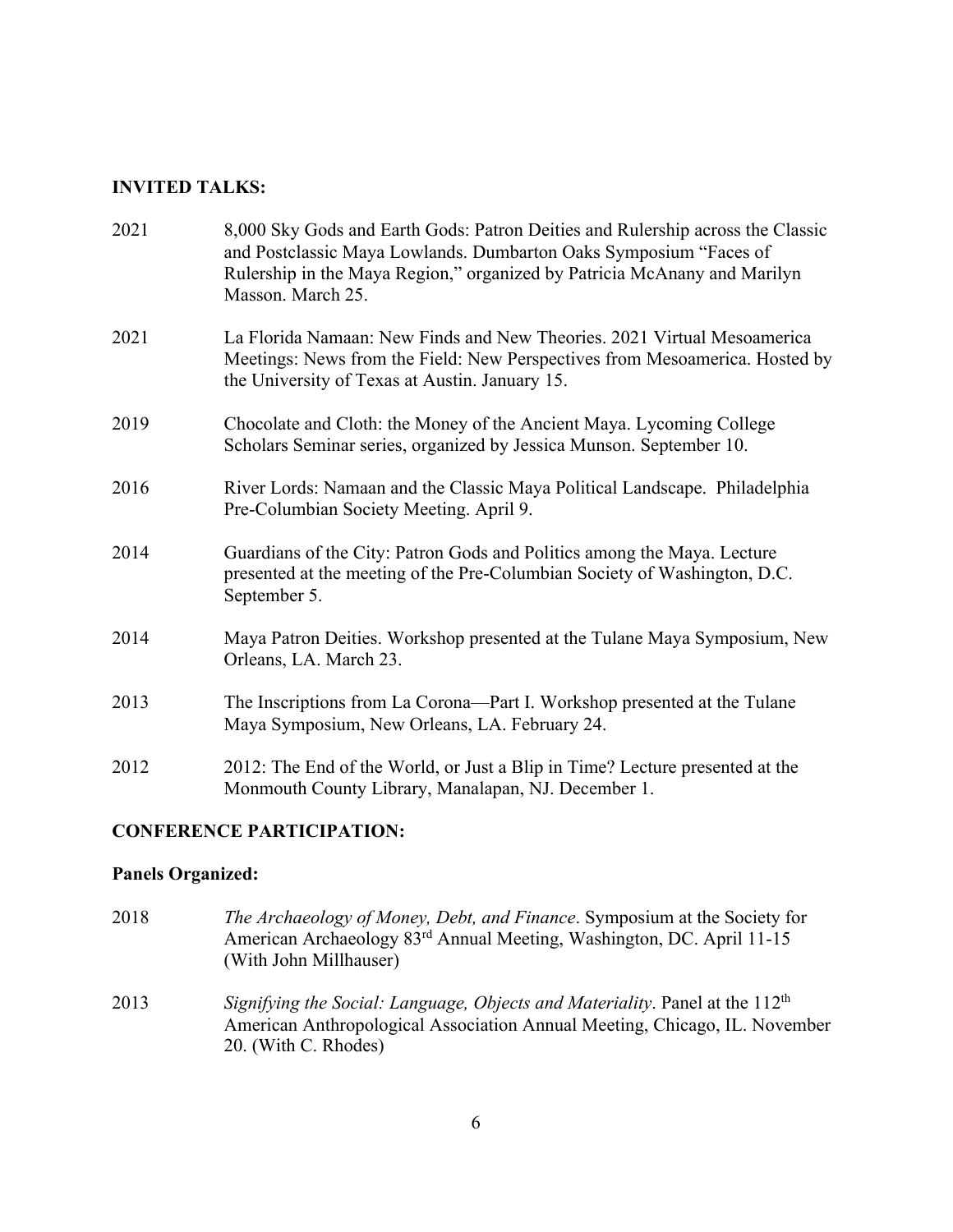## INVITED TALKS:

2021 8,000 Sky Gods and Earth Gods: Patron Deities and Rulership across the Classic and Postclassic Maya Lowlands. Dumbarton Oaks Symposium "Faces of Rulership in the Maya Region," organized by Patricia McAnany and Marilyn Masson. March 25.

2021 La Florida Namaan: New Finds and New Theories. 2021 Virtual Mesoamerica Meetings: News from the Field: New Perspectives from Mesoamerica. Hosted by the University of Texas at Austin. January 15.

2019 Chocolate and Cloth: the Money of the Ancient Maya. Lycoming College Scholars Seminar series, organized by Jessica Munson. September 10.

2016 River Lords: Namaan and the Classic Maya Political Landscape. Philadelphia Pre-Columbian Society Meeting. April 9.

2014 Guardians of the City: Patron Gods and Politics among the Maya. Lecture presented at the meeting of the Pre-Columbian Society of Washington, D.C. September 5.

2014 Maya Patron Deities. Workshop presented at the Tulane Maya Symposium, New Orleans, LA. March 23.

2013 The Inscriptions from La Corona—Part I. Workshop presented at the Tulane Maya Symposium, New Orleans, LA. February 24.

2012 2012: The End of the World, or Just a Blip in Time? Lecture presented at the Monmouth County Library, Manalapan, NJ. December 1.

## CONFERENCE PARTICIPATION:

### Panels Organized:

2018 *The Archaeology of Money, Debt, and Finance*. Symposium at the Society for American Archaeology 83rd Annual Meeting, Washington, DC. April 11-15 (With John Millhauser)

2013 *Signifying the Social: Language, Objects and Materiality*. Panel at the 112th American Anthropological Association Annual Meeting, Chicago, IL. November 20. (With C. Rhodes)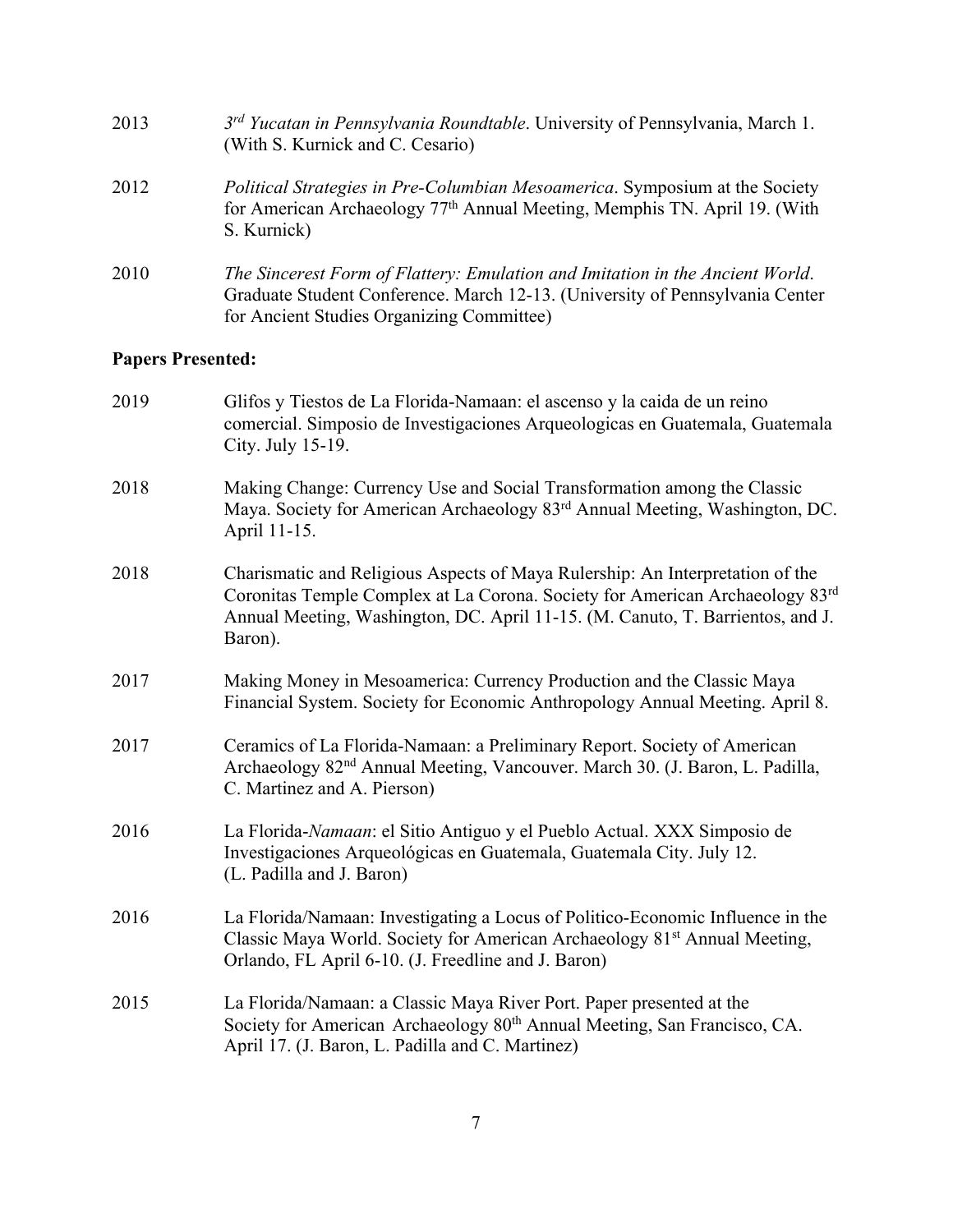2013 *3rd Yucatan in Pennsylvania Roundtable*. University of Pennsylvania, March 1. (With S. Kurnick and C. Cesario)

2012 *Political Strategies in Pre-Columbian Mesoamerica*. Symposium at the Society for American Archaeology 77th Annual Meeting, Memphis TN. April 19. (With S. Kurnick)

2010 *The Sincerest Form of Flattery: Emulation and Imitation in the Ancient World*. Graduate Student Conference. March 12-13. (University of Pennsylvania Center for Ancient Studies Organizing Committee)

**Papers Presented:**

2019 Glifos y Tiestos de La Florida-Namaan: el ascenso y la caida de un reino comercial. Simposio de Investigaciones Arqueologicas en Guatemala, Guatemala City. July 15-19.

2018 Making Change: Currency Use and Social Transformation among the Classic Maya. Society for American Archaeology 83rd Annual Meeting, Washington, DC. April 11-15.

2018 Charismatic and Religious Aspects of Maya Rulership: An Interpretation of the Coronitas Temple Complex at La Corona. Society for American Archaeology 83rd Annual Meeting, Washington, DC. April 11-15. (M. Canuto, T. Barrientos, and J. Baron).

2017 Making Money in Mesoamerica: Currency Production and the Classic Maya Financial System. Society for Economic Anthropology Annual Meeting. April 8.

2017 Ceramics of La Florida-Namaan: a Preliminary Report. Society of American Archaeology 82nd Annual Meeting, Vancouver. March 30. (J. Baron, L. Padilla, C. Martinez and A. Pierson)

2016 La Florida-*Namaan*: el Sitio Antiguo y el Pueblo Actual. XXX Simposio de Investigaciones Arqueológicas en Guatemala, Guatemala City. July 12. (L. Padilla and J. Baron)

2016 La Florida/Namaan: Investigating a Locus of Politico-Economic Influence in the Classic Maya World. Society for American Archaeology 81st Annual Meeting, Orlando, FL April 6-10. (J. Freedline and J. Baron)

2015 La Florida/Namaan: a Classic Maya River Port. Paper presented at the Society for American Archaeology 80th Annual Meeting, San Francisco, CA. April 17. (J. Baron, L. Padilla and C. Martinez)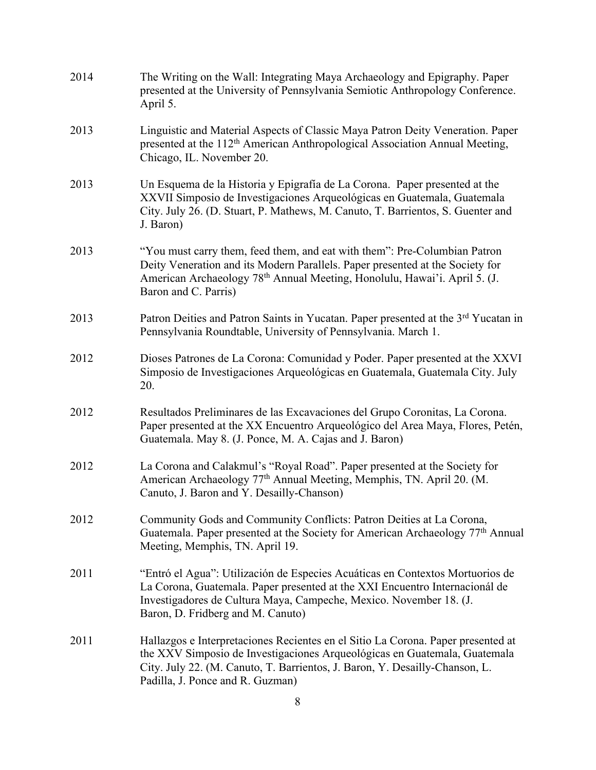2014 The Writing on the Wall: Integrating Maya Archaeology and Epigraphy. Paper presented at the University of Pennsylvania Semiotic Anthropology Conference. April 5.

2013 Linguistic and Material Aspects of Classic Maya Patron Deity Veneration. Paper presented at the 112th American Anthropological Association Annual Meeting, Chicago, IL. November 20.

2013 Un Esquema de la Historia y Epigrafía de La Corona. Paper presented at the XXVII Simposio de Investigaciones Arqueológicas en Guatemala, Guatemala City. July 26. (D. Stuart, P. Mathews, M. Canuto, T. Barrientos, S. Guenter and J. Baron)

2013 "You must carry them, feed them, and eat with them": Pre-Columbian Patron Deity Veneration and its Modern Parallels. Paper presented at the Society for American Archaeology 78th Annual Meeting, Honolulu, Hawai'i. April 5. (J. Baron and C. Parris)

2013 Patron Deities and Patron Saints in Yucatan. Paper presented at the 3rd Yucatan in Pennsylvania Roundtable, University of Pennsylvania. March 1.

2012 Dioses Patrones de La Corona: Comunidad y Poder. Paper presented at the XXVI Simposio de Investigaciones Arqueológicas en Guatemala, Guatemala City. July 20.

2012 Resultados Preliminares de las Excavaciones del Grupo Coronitas, La Corona. Paper presented at the XX Encuentro Arqueológico del Area Maya, Flores, Petén, Guatemala. May 8. (J. Ponce, M. A. Cajas and J. Baron)

2012 La Corona and Calakmul's "Royal Road". Paper presented at the Society for American Archaeology 77th Annual Meeting, Memphis, TN. April 20. (M. Canuto, J. Baron and Y. Desailly-Chanson)

2012 Community Gods and Community Conflicts: Patron Deities at La Corona, Guatemala. Paper presented at the Society for American Archaeology 77th Annual Meeting, Memphis, TN. April 19.

2011 "Entró el Agua": Utilización de Especies Acuáticas en Contextos Mortuorios de La Corona, Guatemala. Paper presented at the XXI Encuentro Internacionál de Investigadores de Cultura Maya, Campeche, Mexico. November 18. (J. Baron, D. Fridberg and M. Canuto)

2011 Hallazgos e Interpretaciones Recientes en el Sitio La Corona. Paper presented at the XXV Simposio de Investigaciones Arqueológicas en Guatemala, Guatemala City. July 22. (M. Canuto, T. Barrientos, J. Baron, Y. Desailly-Chanson, L. Padilla, J. Ponce and R. Guzman)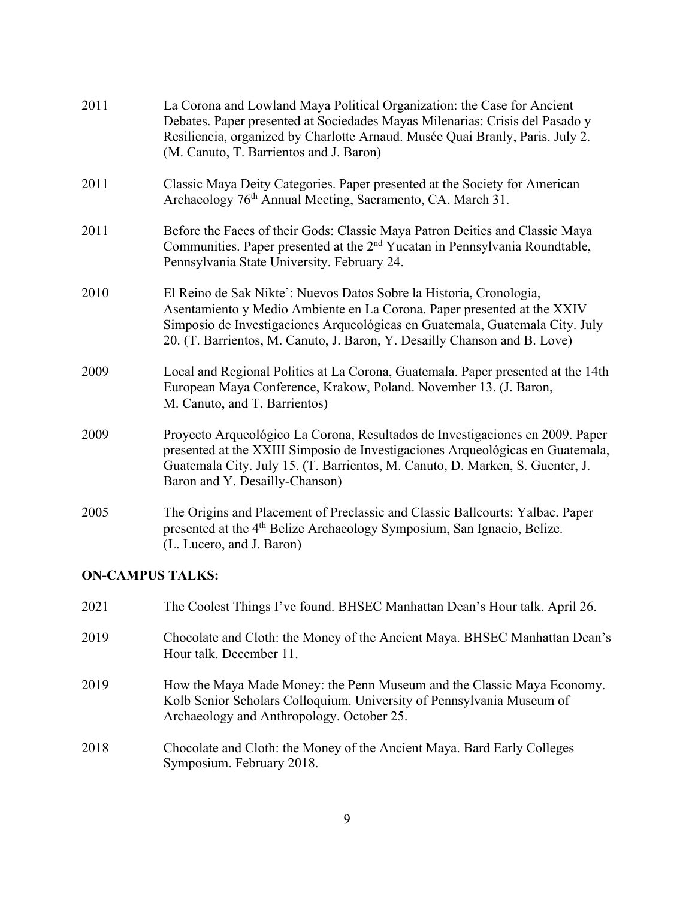2011 La Corona and Lowland Maya Political Organization: the Case for Ancient Debates. Paper presented at Sociedades Mayas Milenarias: Crisis del Pasado y Resiliencia, organized by Charlotte Arnaud. Musée Quai Branly, Paris. July 2. (M. Canuto, T. Barrientos and J. Baron)

2011 Classic Maya Deity Categories. Paper presented at the Society for American Archaeology 76th Annual Meeting, Sacramento, CA. March 31.

2011 Before the Faces of their Gods: Classic Maya Patron Deities and Classic Maya Communities. Paper presented at the 2nd Yucatan in Pennsylvania Roundtable, Pennsylvania State University. February 24.

2010 El Reino de Sak Nikte': Nuevos Datos Sobre la Historia, Cronologia, Asentamiento y Medio Ambiente en La Corona. Paper presented at the XXIV Simposio de Investigaciones Arqueológicas en Guatemala, Guatemala City. July 20. (T. Barrientos, M. Canuto, J. Baron, Y. Desailly Chanson and B. Love)

2009 Local and Regional Politics at La Corona, Guatemala. Paper presented at the 14th European Maya Conference, Krakow, Poland. November 13. (J. Baron, M. Canuto, and T. Barrientos)

2009 Proyecto Arqueológico La Corona, Resultados de Investigaciones en 2009. Paper presented at the XXIII Simposio de Investigaciones Arqueológicas en Guatemala, Guatemala City. July 15. (T. Barrientos, M. Canuto, D. Marken, S. Guenter, J. Baron and Y. Desailly-Chanson)

2005 The Origins and Placement of Preclassic and Classic Ballcourts: Yalbac. Paper presented at the 4th Belize Archaeology Symposium, San Ignacio, Belize. (L. Lucero, and J. Baron)

**ON-CAMPUS TALKS:**

2021 The Coolest Things I've found. BHSEC Manhattan Dean's Hour talk. April 26.

2019 Chocolate and Cloth: the Money of the Ancient Maya. BHSEC Manhattan Dean's Hour talk. December 11.

2019 How the Maya Made Money: the Penn Museum and the Classic Maya Economy. Kolb Senior Scholars Colloquium. University of Pennsylvania Museum of Archaeology and Anthropology. October 25.

2018 Chocolate and Cloth: the Money of the Ancient Maya. Bard Early Colleges Symposium. February 2018.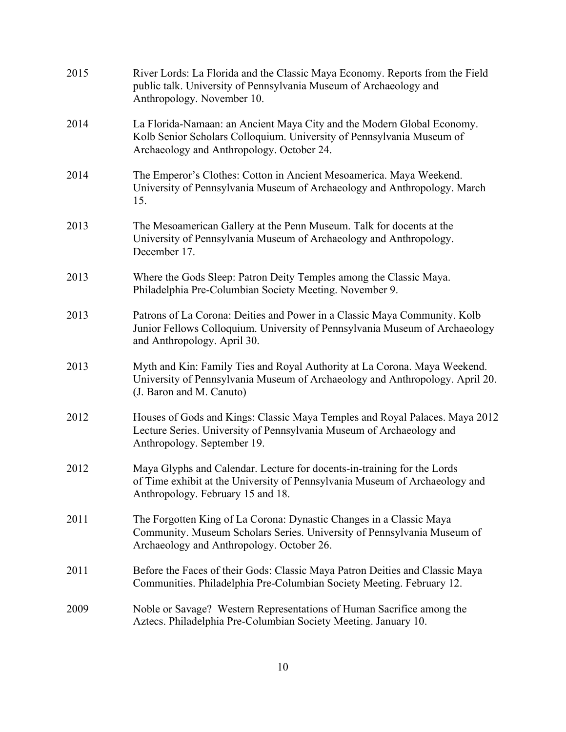2015	River Lords: La Florida and the Classic Maya Economy. Reports from the Field public talk. University of Pennsylvania Museum of Archaeology and Anthropology. November 10.

2014	La Florida-Namaan: an Ancient Maya City and the Modern Global Economy. Kolb Senior Scholars Colloquium. University of Pennsylvania Museum of Archaeology and Anthropology. October 24.

2014	The Emperor's Clothes: Cotton in Ancient Mesoamerica. Maya Weekend. University of Pennsylvania Museum of Archaeology and Anthropology. March 15.

2013	The Mesoamerican Gallery at the Penn Museum. Talk for docents at the University of Pennsylvania Museum of Archaeology and Anthropology. December 17.

2013	Where the Gods Sleep: Patron Deity Temples among the Classic Maya. Philadelphia Pre-Columbian Society Meeting. November 9.

2013	Patrons of La Corona: Deities and Power in a Classic Maya Community. Kolb Junior Fellows Colloquium. University of Pennsylvania Museum of Archaeology and Anthropology. April 30.

2013	Myth and Kin: Family Ties and Royal Authority at La Corona. Maya Weekend. University of Pennsylvania Museum of Archaeology and Anthropology. April 20. (J. Baron and M. Canuto)

2012	Houses of Gods and Kings: Classic Maya Temples and Royal Palaces. Maya 2012 Lecture Series. University of Pennsylvania Museum of Archaeology and Anthropology. September 19.

2012	Maya Glyphs and Calendar. Lecture for docents-in-training for the Lords of Time exhibit at the University of Pennsylvania Museum of Archaeology and Anthropology. February 15 and 18.

2011	The Forgotten King of La Corona: Dynastic Changes in a Classic Maya Community. Museum Scholars Series. University of Pennsylvania Museum of Archaeology and Anthropology. October 26.

2011	Before the Faces of their Gods: Classic Maya Patron Deities and Classic Maya Communities. Philadelphia Pre-Columbian Society Meeting. February 12.

2009	Noble or Savage? Western Representations of Human Sacrifice among the Aztecs. Philadelphia Pre-Columbian Society Meeting. January 10.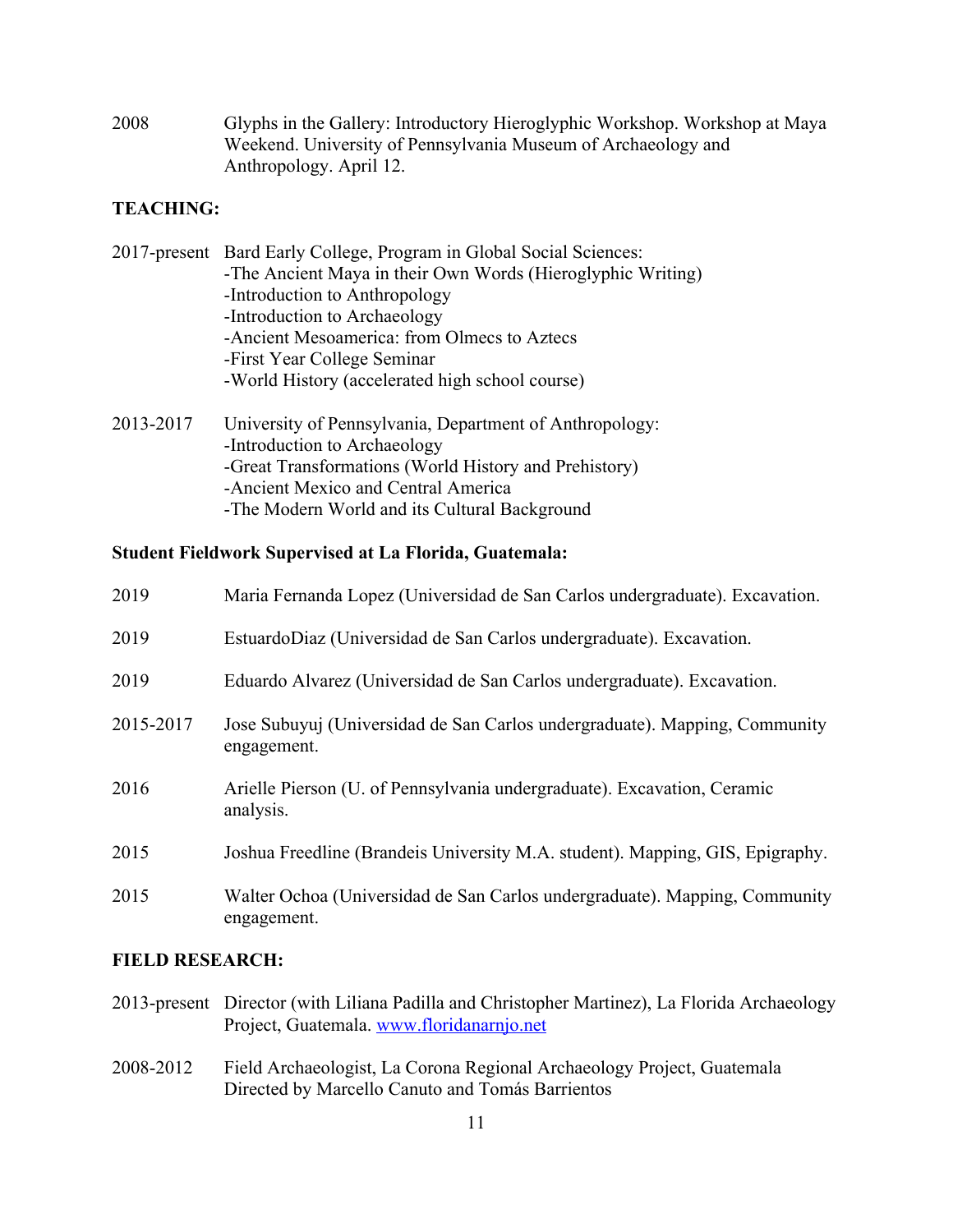2008 Glyphs in the Gallery: Introductory Hieroglyphic Workshop. Workshop at Maya Weekend. University of Pennsylvania Museum of Archaeology and Anthropology. April 12.

**TEACHING:**

2017-present Bard Early College, Program in Global Social Sciences:
-The Ancient Maya in their Own Words (Hieroglyphic Writing)
-Introduction to Anthropology
-Introduction to Archaeology
-Ancient Mesoamerica: from Olmecs to Aztecs
-First Year College Seminar
-World History (accelerated high school course)

2013-2017 University of Pennsylvania, Department of Anthropology:
-Introduction to Archaeology
-Great Transformations (World History and Prehistory)
-Ancient Mexico and Central America
-The Modern World and its Cultural Background

**Student Fieldwork Supervised at La Florida, Guatemala:**

2019 Maria Fernanda Lopez (Universidad de San Carlos undergraduate). Excavation.

2019 EstuardoDiaz (Universidad de San Carlos undergraduate). Excavation.

2019 Eduardo Alvarez (Universidad de San Carlos undergraduate). Excavation.

2015-2017 Jose Subuyuj (Universidad de San Carlos undergraduate). Mapping, Community engagement.

2016 Arielle Pierson (U. of Pennsylvania undergraduate). Excavation, Ceramic analysis.

2015 Joshua Freedline (Brandeis University M.A. student). Mapping, GIS, Epigraphy.

2015 Walter Ochoa (Universidad de San Carlos undergraduate). Mapping, Community engagement.

**FIELD RESEARCH:**

2013-present Director (with Liliana Padilla and Christopher Martinez), La Florida Archaeology Project, Guatemala. www.floridanarnjo.net

2008-2012 Field Archaeologist, La Corona Regional Archaeology Project, Guatemala Directed by Marcello Canuto and Tomás Barrientos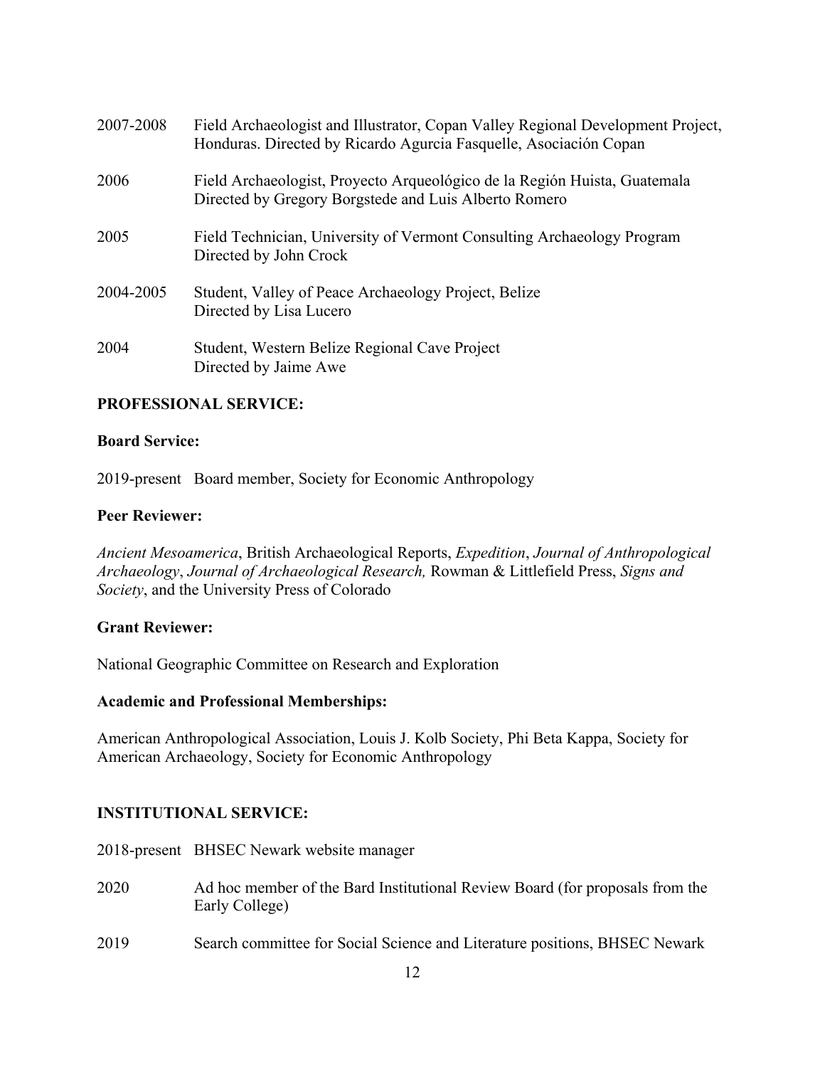2007-2008 Field Archaeologist and Illustrator, Copan Valley Regional Development Project, Honduras. Directed by Ricardo Agurcia Fasquelle, Asociación Copan

2006 Field Archaeologist, Proyecto Arqueológico de la Región Huista, Guatemala Directed by Gregory Borgstede and Luis Alberto Romero

2005 Field Technician, University of Vermont Consulting Archaeology Program Directed by John Crock

2004-2005 Student, Valley of Peace Archaeology Project, Belize Directed by Lisa Lucero

2004 Student, Western Belize Regional Cave Project Directed by Jaime Awe

## PROFESSIONAL SERVICE:

### Board Service:

2019-present Board member, Society for Economic Anthropology

### Peer Reviewer:

*Ancient Mesoamerica*, British Archaeological Reports, *Expedition*, *Journal of Anthropological Archaeology*, *Journal of Archaeological Research,* Rowman & Littlefield Press, *Signs and Society*, and the University Press of Colorado

### Grant Reviewer:

National Geographic Committee on Research and Exploration

### Academic and Professional Memberships:

American Anthropological Association, Louis J. Kolb Society, Phi Beta Kappa, Society for American Archaeology, Society for Economic Anthropology

## INSTITUTIONAL SERVICE:

2018-present BHSEC Newark website manager

2020 Ad hoc member of the Bard Institutional Review Board (for proposals from the Early College)

2019 Search committee for Social Science and Literature positions, BHSEC Newark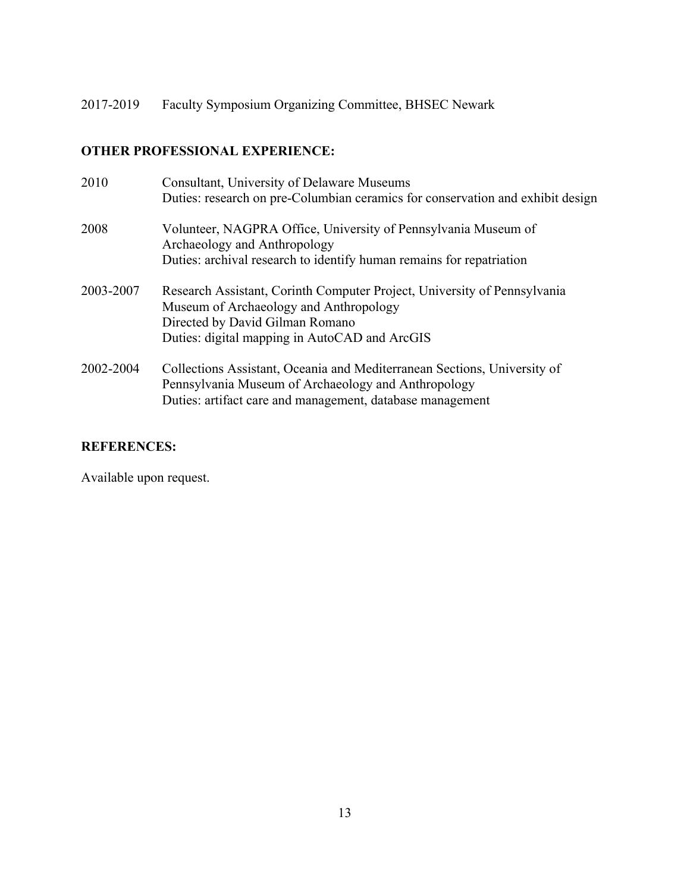2017-2019 Faculty Symposium Organizing Committee, BHSEC Newark

**OTHER PROFESSIONAL EXPERIENCE:**

2010 Consultant, University of Delaware Museums
Duties: research on pre-Columbian ceramics for conservation and exhibit design

2008 Volunteer, NAGPRA Office, University of Pennsylvania Museum of Archaeology and Anthropology
Duties: archival research to identify human remains for repatriation

2003-2007 Research Assistant, Corinth Computer Project, University of Pennsylvania Museum of Archaeology and Anthropology
Directed by David Gilman Romano
Duties: digital mapping in AutoCAD and ArcGIS

2002-2004 Collections Assistant, Oceania and Mediterranean Sections, University of Pennsylvania Museum of Archaeology and Anthropology
Duties: artifact care and management, database management

**REFERENCES:**

Available upon request.